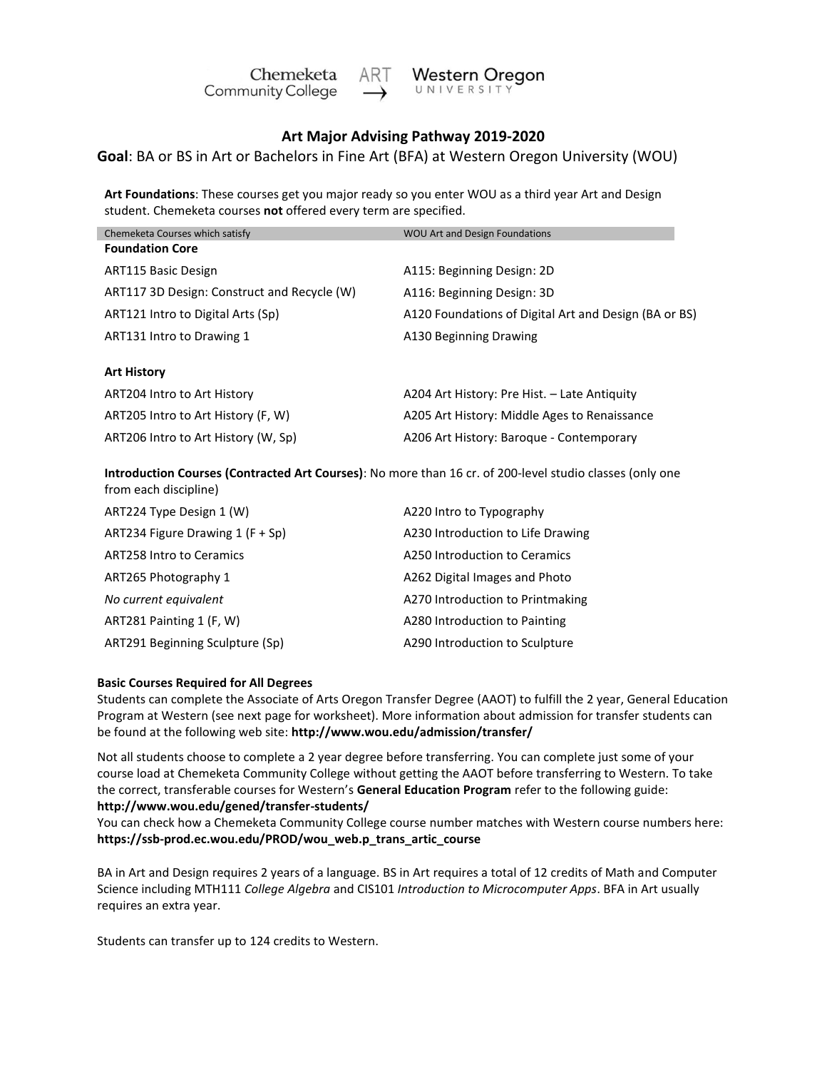Chemeketa Community College ART → Western Oregon University

# Art Major Advising Pathway 2019-2020

## **Goal**: BA or BS in Art or Bachelors in Fine Art (BFA) at Western Oregon University (WOU)

**Art Foundations**: These courses get you major ready so you enter WOU as a third year Art and Design student. Chemeketa courses **not** offered every term are specified.

| Chemeketa Courses which satisfy | WOU Art and Design Foundations |
|---|---|
| **Foundation Core** | |
| ART115 Basic Design | A115: Beginning Design: 2D |
| ART117 3D Design: Construct and Recycle (W) | A116: Beginning Design: 3D |
| ART121 Intro to Digital Arts (Sp) | A120 Foundations of Digital Art and Design (BA or BS) |
| ART131 Intro to Drawing 1 | A130 Beginning Drawing |
| **Art History** | |
| ART204 Intro to Art History | A204 Art History: Pre Hist. – Late Antiquity |
| ART205 Intro to Art History (F, W) | A205 Art History: Middle Ages to Renaissance |
| ART206 Intro to Art History (W, Sp) | A206 Art History: Baroque - Contemporary |

**Introduction Courses (Contracted Art Courses)**: No more than 16 cr. of 200-level studio classes (only one from each discipline)

| Chemeketa Courses which satisfy | WOU Art and Design Foundations |
|---|---|
| ART224 Type Design 1 (W) | A220 Intro to Typography |
| ART234 Figure Drawing 1 (F + Sp) | A230 Introduction to Life Drawing |
| ART258 Intro to Ceramics | A250 Introduction to Ceramics |
| ART265 Photography 1 | A262 Digital Images and Photo |
| *No current equivalent* | A270 Introduction to Printmaking |
| ART281 Painting 1 (F, W) | A280 Introduction to Painting |
| ART291 Beginning Sculpture (Sp) | A290 Introduction to Sculpture |

### Basic Courses Required for All Degrees

Students can complete the Associate of Arts Oregon Transfer Degree (AAOT) to fulfill the 2 year, General Education Program at Western (see next page for worksheet). More information about admission for transfer students can be found at the following web site: **http://www.wou.edu/admission/transfer/**

Not all students choose to complete a 2 year degree before transferring. You can complete just some of your course load at Chemeketa Community College without getting the AAOT before transferring to Western. To take the correct, transferable courses for Western's **General Education Program** refer to the following guide: **http://www.wou.edu/gened/transfer-students/**

You can check how a Chemeketa Community College course number matches with Western course numbers here: **https://ssb-prod.ec.wou.edu/PROD/wou_web.p_trans_artic_course**

BA in Art and Design requires 2 years of a language. BS in Art requires a total of 12 credits of Math and Computer Science including MTH111 *College Algebra* and CIS101 *Introduction to Microcomputer Apps*. BFA in Art usually requires an extra year.

Students can transfer up to 124 credits to Western.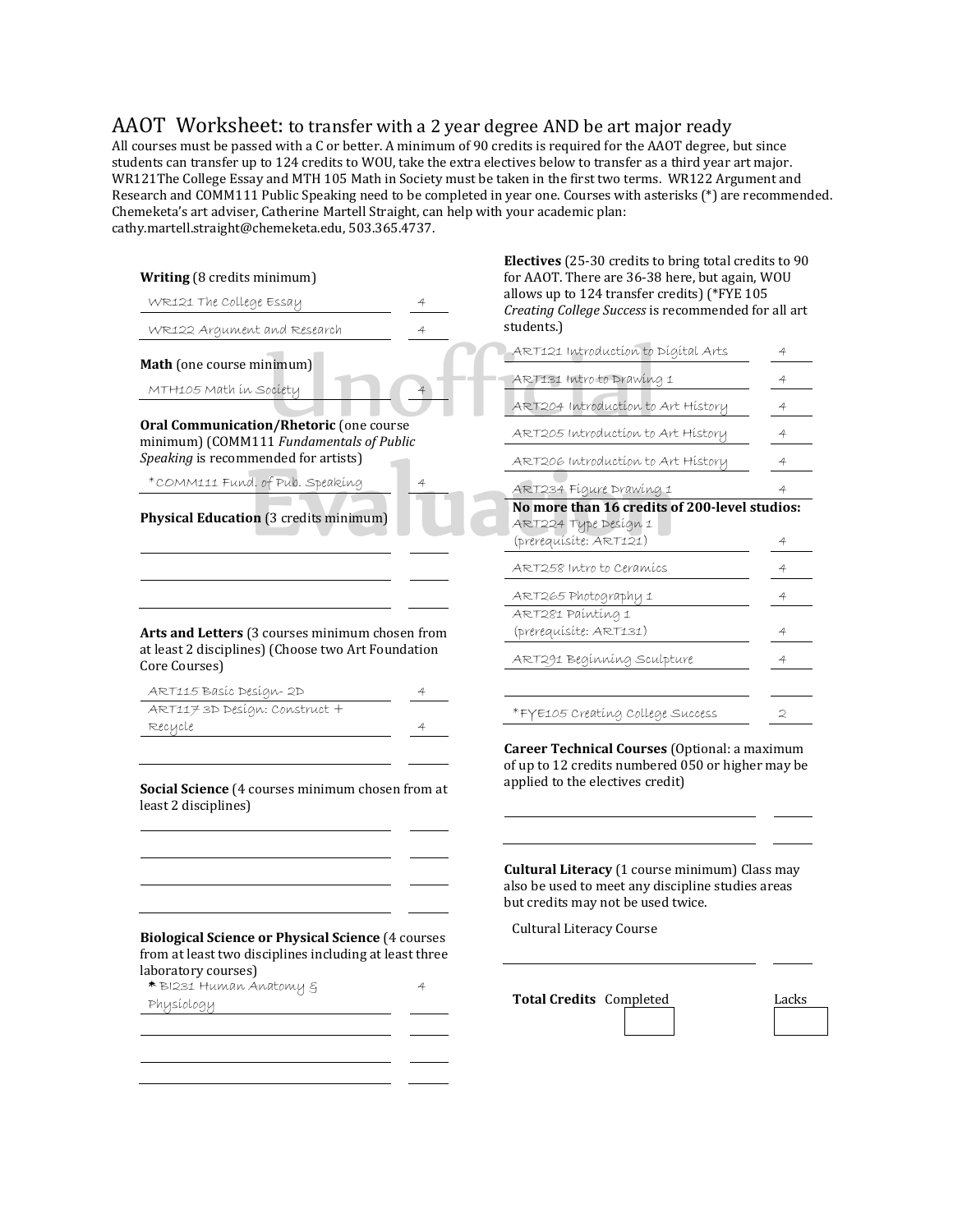# AAOT Worksheet: to transfer with a 2 year degree AND be art major ready

All courses must be passed with a C or better. A minimum of 90 credits is required for the AAOT degree, but since students can transfer up to 124 credits to WOU, take the extra electives below to transfer as a third year art major. WR121 The College Essay and MTH 105 Math in Society must be taken in the first two terms. WR122 Argument and Research and COMM111 Public Speaking need to be completed in year one. Courses with asterisks (*) are recommended. Chemeketa's art adviser, Catherine Martell Straight, can help with your academic plan: cathy.martell.straight@chemeketa.edu, 503.365.4737.

**Writing** (8 credits minimum)

| | |
|---|---|
| WR121 The College Essay | 4 |
| WR122 Argument and Research | 4 |

**Math** (one course minimum)

| | |
|---|---|
| MTH105 Math in Society | 4 |

**Oral Communication/Rhetoric** (one course minimum) (COMM111 *Fundamentals of Public Speaking* is recommended for artists)

| | |
|---|---|
| *COMM111 Fund. of Pub. Speaking | 4 |

**Physical Education** (3 credits minimum)

| | |
|---|---|
| | |
| | |
| | |

**Arts and Letters** (3 courses minimum chosen from at least 2 disciplines) (Choose two Art Foundation Core Courses)

| | |
|---|---|
| ART115 Basic Design- 2D | 4 |
| ART117 3D Design: Construct + Recycle | 4 |
| | |

**Social Science** (4 courses minimum chosen from at least 2 disciplines)

| | |
|---|---|
| | |
| | |
| | |
| | |

**Biological Science or Physical Science** (4 courses from at least two disciplines including at least three laboratory courses)

| | |
|---|---|
| *BI231 Human Anatomy & Physiology | 4 |
| | |
| | |
| | |

**Electives** (25-30 credits to bring total credits to 90 for AAOT. There are 36-38 here, but again, WOU allows up to 124 transfer credits) (*FYE 105 *Creating College Success* is recommended for all art students.)

| | |
|---|---|
| ART121 Introduction to Digital Arts | 4 |
| ART131 Intro to Drawing 1 | 4 |
| ART204 Introduction to Art History | 4 |
| ART205 Introduction to Art History | 4 |
| ART206 Introduction to Art History | 4 |
| ART234 Figure Drawing 1 | 4 |

**No more than 16 credits of 200-level studios:**

| | |
|---|---|
| ART224 Type Design 1 (prerequisite: ART121) | 4 |
| ART258 Intro to Ceramics | 4 |
| ART265 Photography 1 | 4 |
| ART281 Painting 1 (prerequisite: ART131) | 4 |
| ART291 Beginning Sculpture | 4 |
| | |
| *FYE105 Creating College Success | 2 |

**Career Technical Courses** (Optional: a maximum of up to 12 credits numbered 050 or higher may be applied to the electives credit)

| | |
|---|---|
| | |
| | |

**Cultural Literacy** (1 course minimum) Class may also be used to meet any discipline studies areas but credits may not be used twice.

| | |
|---|---|
| Cultural Literacy Course | |

**Total Credits** Completed ______ Lacks ______